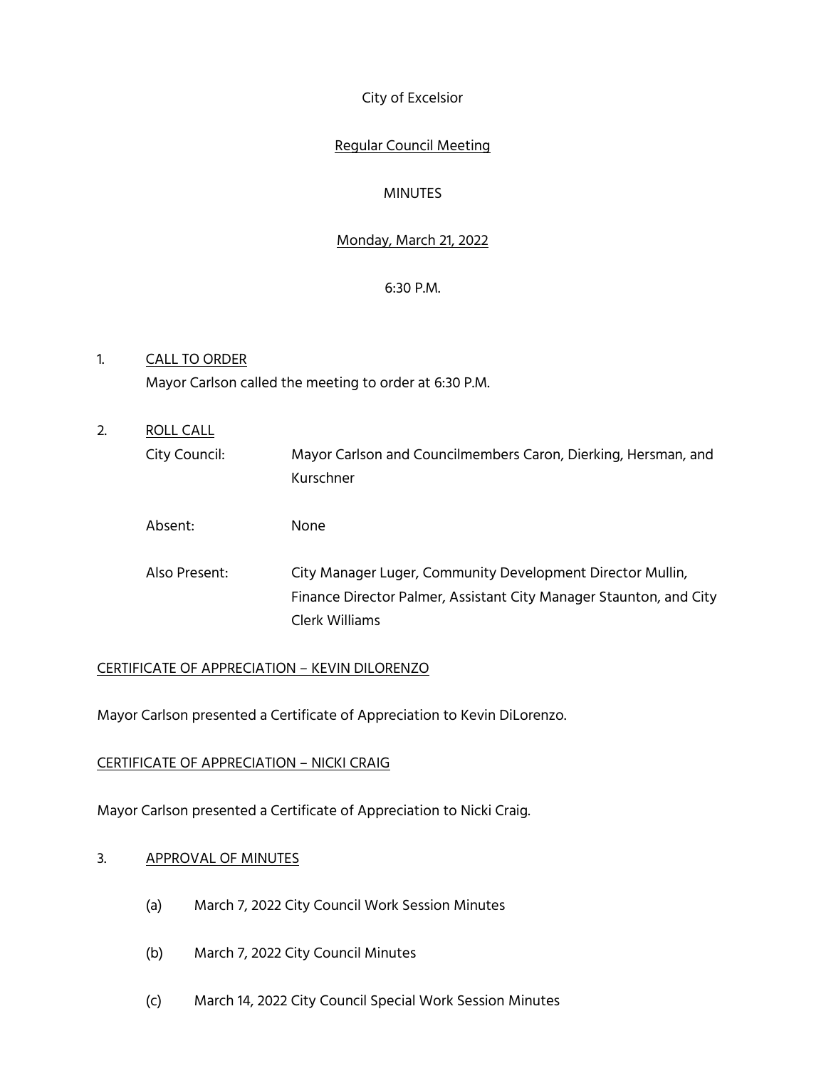City of Excelsior

Regular Council Meeting

MINUTES

Monday, March 21, 2022

6:30 P.M.

1. CALL TO ORDER

   Mayor Carlson called the meeting to order at 6:30 P.M.

2. ROLL CALL

   City Council: Mayor Carlson and Councilmembers Caron, Dierking, Hersman, and Kurschner

   Absent: None

   Also Present: City Manager Luger, Community Development Director Mullin, Finance Director Palmer, Assistant City Manager Staunton, and City Clerk Williams

CERTIFICATE OF APPRECIATION – KEVIN DILORENZO

Mayor Carlson presented a Certificate of Appreciation to Kevin DiLorenzo.

CERTIFICATE OF APPRECIATION – NICKI CRAIG

Mayor Carlson presented a Certificate of Appreciation to Nicki Craig.

3. APPROVAL OF MINUTES

   (a) March 7, 2022 City Council Work Session Minutes

   (b) March 7, 2022 City Council Minutes

   (c) March 14, 2022 City Council Special Work Session Minutes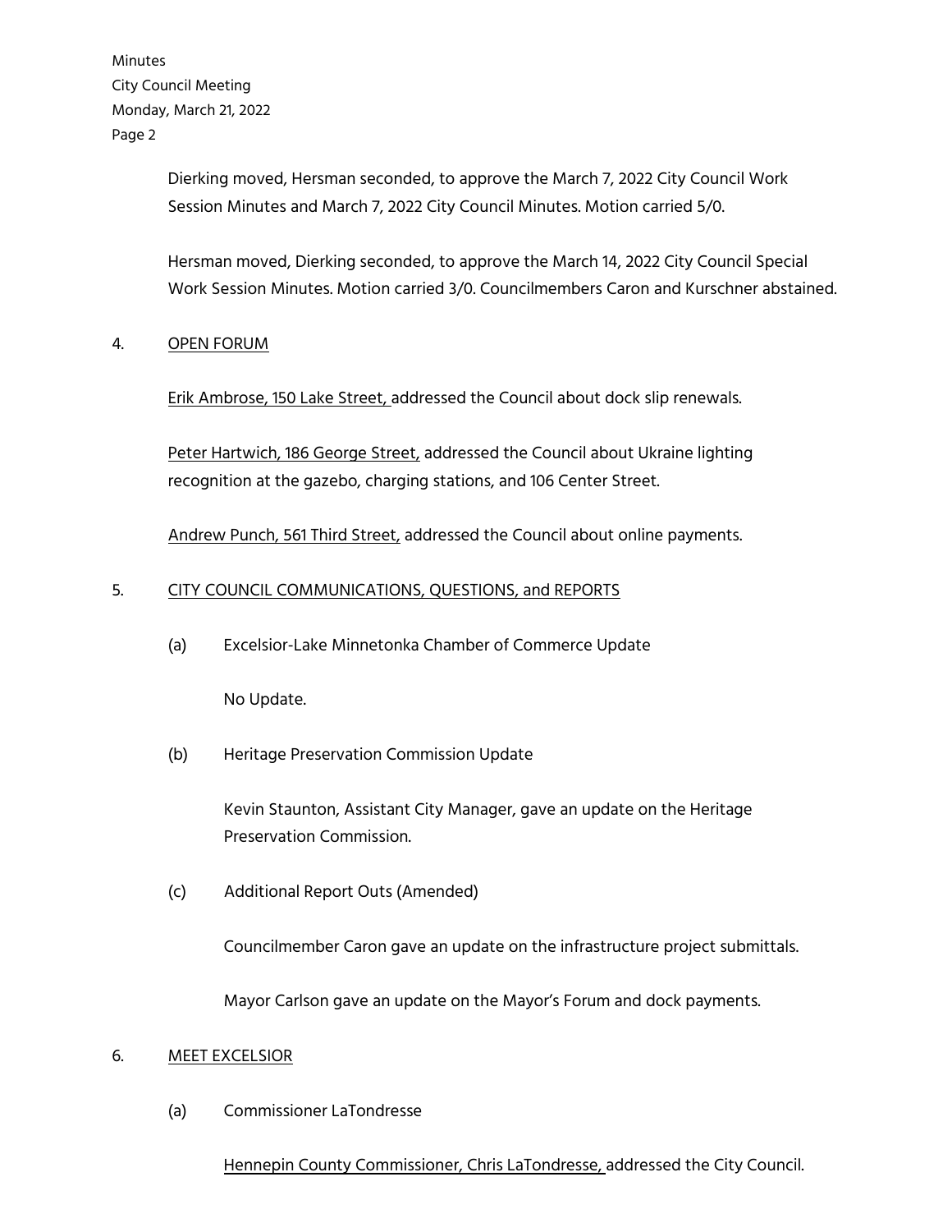Dierking moved, Hersman seconded, to approve the March 7, 2022 City Council Work Session Minutes and March 7, 2022 City Council Minutes. Motion carried 5/0.

Hersman moved, Dierking seconded, to approve the March 14, 2022 City Council Special Work Session Minutes. Motion carried 3/0. Councilmembers Caron and Kurschner abstained.

4. OPEN FORUM

Erik Ambrose, 150 Lake Street, addressed the Council about dock slip renewals.

Peter Hartwich, 186 George Street, addressed the Council about Ukraine lighting recognition at the gazebo, charging stations, and 106 Center Street.

Andrew Punch, 561 Third Street, addressed the Council about online payments.

5. CITY COUNCIL COMMUNICATIONS, QUESTIONS, and REPORTS

(a) Excelsior-Lake Minnetonka Chamber of Commerce Update

No Update.

(b) Heritage Preservation Commission Update

Kevin Staunton, Assistant City Manager, gave an update on the Heritage Preservation Commission.

(c) Additional Report Outs (Amended)

Councilmember Caron gave an update on the infrastructure project submittals.

Mayor Carlson gave an update on the Mayor's Forum and dock payments.

6. MEET EXCELSIOR

(a) Commissioner LaTondresse

Hennepin County Commissioner, Chris LaTondresse, addressed the City Council.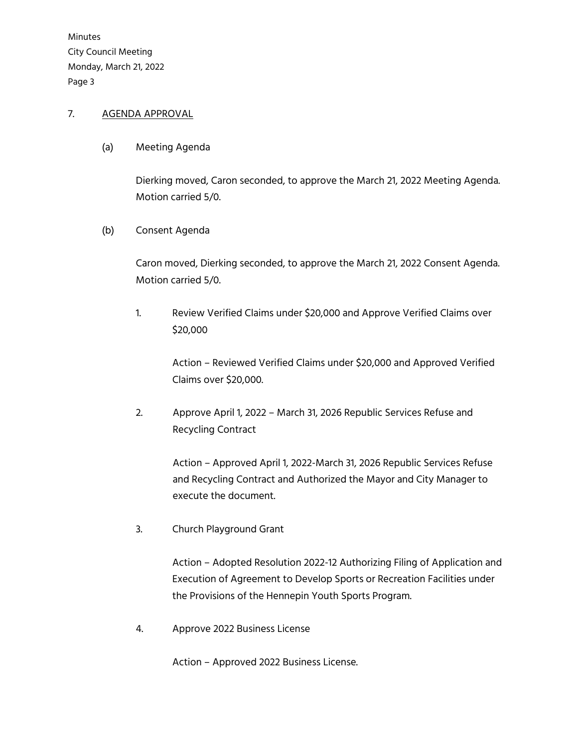## 7. AGENDA APPROVAL

(a) Meeting Agenda

Dierking moved, Caron seconded, to approve the March 21, 2022 Meeting Agenda. Motion carried 5/0.

(b) Consent Agenda

Caron moved, Dierking seconded, to approve the March 21, 2022 Consent Agenda. Motion carried 5/0.

1. Review Verified Claims under $20,000 and Approve Verified Claims over $20,000

   Action – Reviewed Verified Claims under $20,000 and Approved Verified Claims over $20,000.

2. Approve April 1, 2022 – March 31, 2026 Republic Services Refuse and Recycling Contract

   Action – Approved April 1, 2022-March 31, 2026 Republic Services Refuse and Recycling Contract and Authorized the Mayor and City Manager to execute the document.

3. Church Playground Grant

   Action – Adopted Resolution 2022-12 Authorizing Filing of Application and Execution of Agreement to Develop Sports or Recreation Facilities under the Provisions of the Hennepin Youth Sports Program.

4. Approve 2022 Business License

   Action – Approved 2022 Business License.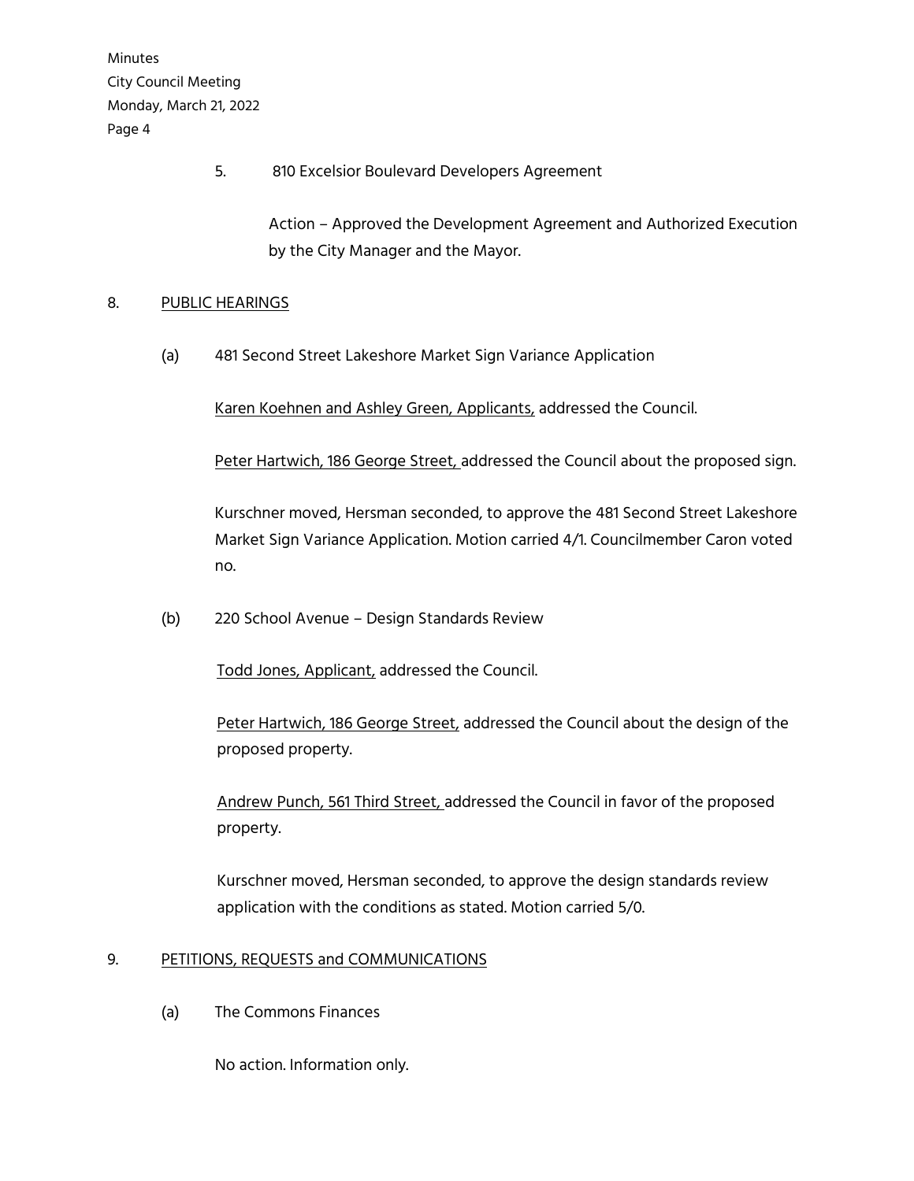5. 810 Excelsior Boulevard Developers Agreement

   Action – Approved the Development Agreement and Authorized Execution by the City Manager and the Mayor.

## 8. PUBLIC HEARINGS

(a) 481 Second Street Lakeshore Market Sign Variance Application

<u>Karen Koehnen and Ashley Green, Applicants,</u> addressed the Council.

<u>Peter Hartwich, 186 George Street,</u> addressed the Council about the proposed sign.

Kurschner moved, Hersman seconded, to approve the 481 Second Street Lakeshore Market Sign Variance Application. Motion carried 4/1. Councilmember Caron voted no.

(b) 220 School Avenue – Design Standards Review

<u>Todd Jones, Applicant,</u> addressed the Council.

<u>Peter Hartwich, 186 George Street,</u> addressed the Council about the design of the proposed property.

<u>Andrew Punch, 561 Third Street,</u> addressed the Council in favor of the proposed property.

Kurschner moved, Hersman seconded, to approve the design standards review application with the conditions as stated. Motion carried 5/0.

## 9. PETITIONS, REQUESTS and COMMUNICATIONS

(a) The Commons Finances

No action. Information only.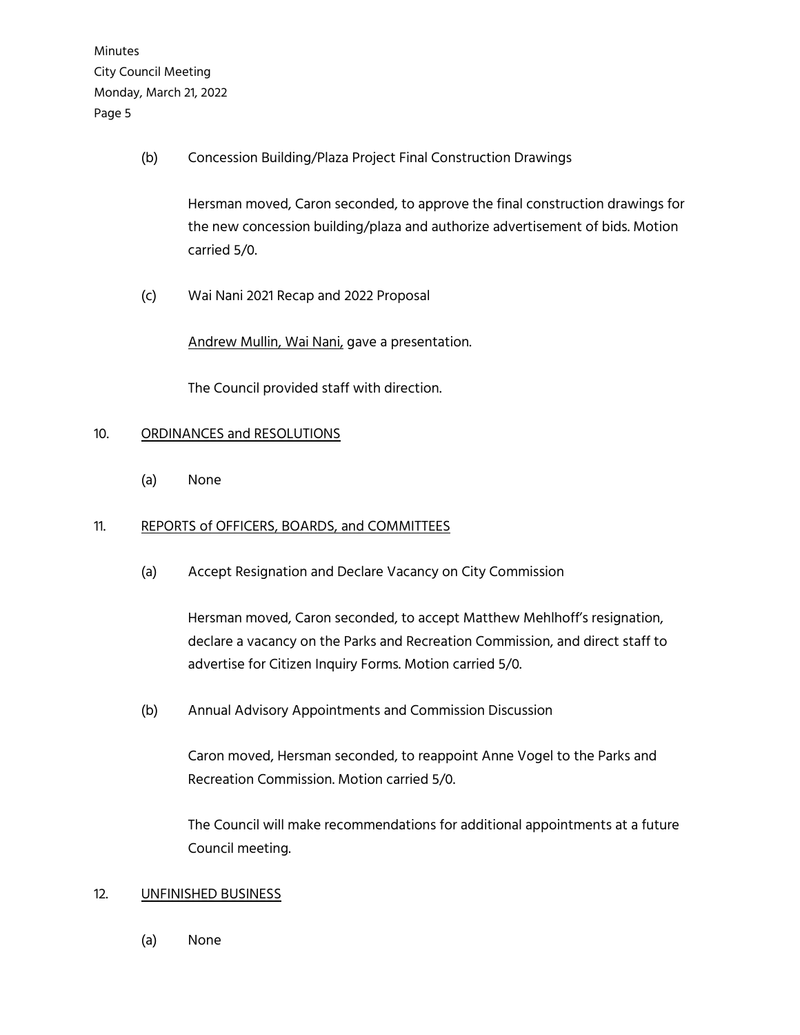(b) Concession Building/Plaza Project Final Construction Drawings

Hersman moved, Caron seconded, to approve the final construction drawings for the new concession building/plaza and authorize advertisement of bids. Motion carried 5/0.

(c) Wai Nani 2021 Recap and 2022 Proposal

Andrew Mullin, Wai Nani, gave a presentation.

The Council provided staff with direction.

## 10. ORDINANCES and RESOLUTIONS

(a) None

## 11. REPORTS of OFFICERS, BOARDS, and COMMITTEES

(a) Accept Resignation and Declare Vacancy on City Commission

Hersman moved, Caron seconded, to accept Matthew Mehlhoff's resignation, declare a vacancy on the Parks and Recreation Commission, and direct staff to advertise for Citizen Inquiry Forms. Motion carried 5/0.

(b) Annual Advisory Appointments and Commission Discussion

Caron moved, Hersman seconded, to reappoint Anne Vogel to the Parks and Recreation Commission. Motion carried 5/0.

The Council will make recommendations for additional appointments at a future Council meeting.

## 12. UNFINISHED BUSINESS

(a) None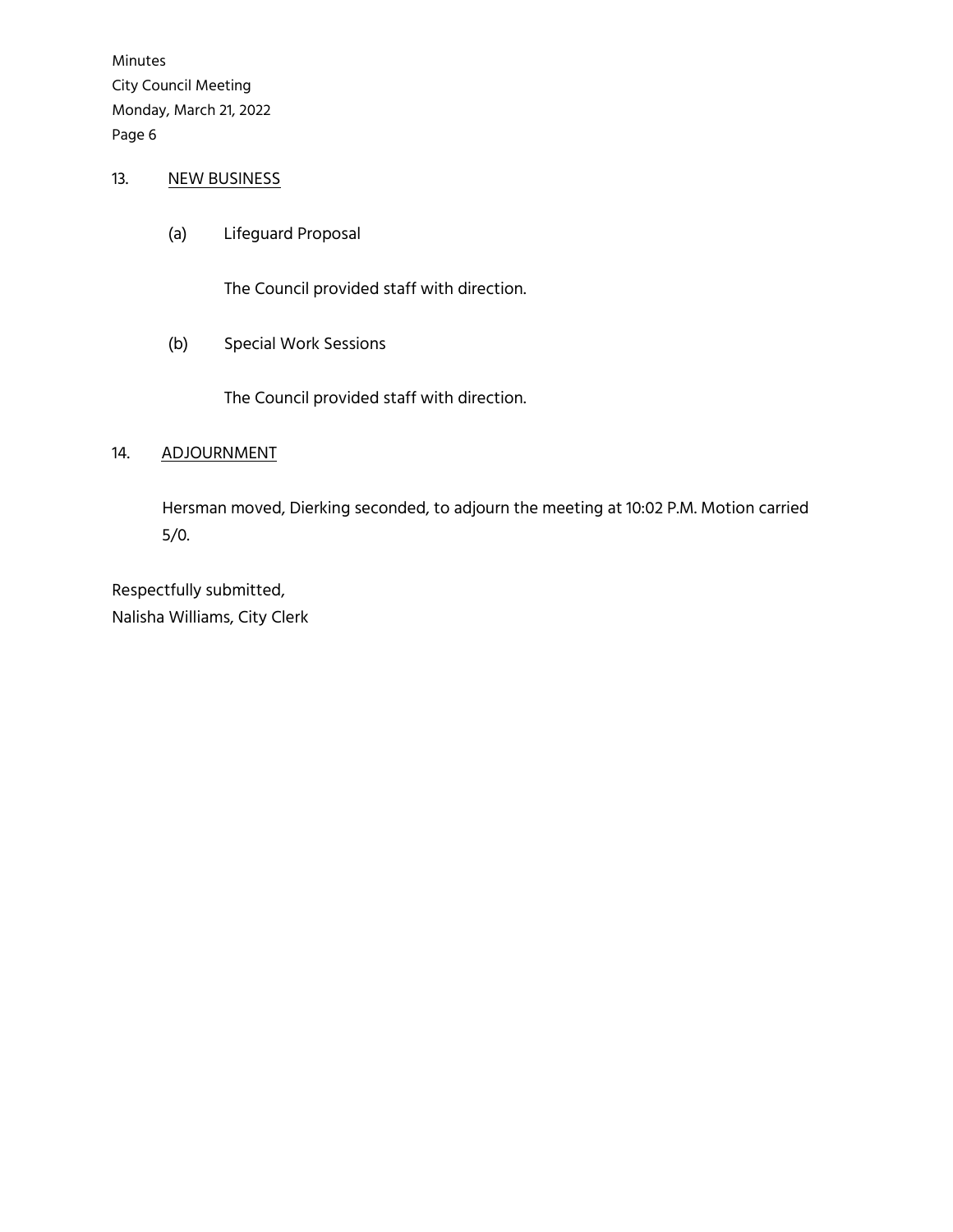## 13. NEW BUSINESS

(a) Lifeguard Proposal

The Council provided staff with direction.

(b) Special Work Sessions

The Council provided staff with direction.

## 14. ADJOURNMENT

Hersman moved, Dierking seconded, to adjourn the meeting at 10:02 P.M. Motion carried 5/0.

Respectfully submitted,
Nalisha Williams, City Clerk